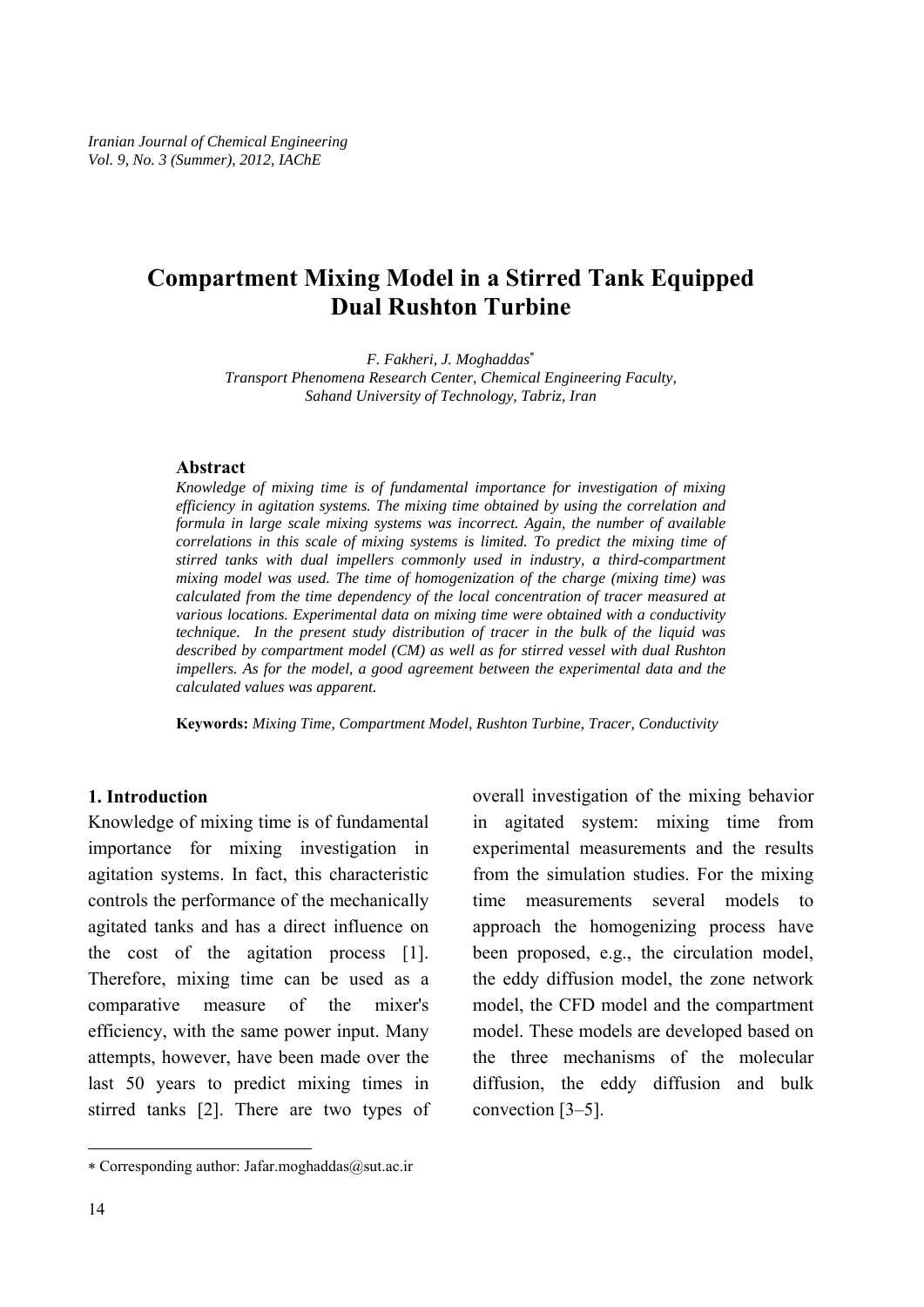# Compartment Mixing Model in a Stirred Tank Equipped Dual Rushton Turbine

*F. Fakheri, J. Moghaddas**
*Transport Phenomena Research Center, Chemical Engineering Faculty, Sahand University of Technology, Tabriz, Iran*

### Abstract

*Knowledge of mixing time is of fundamental importance for investigation of mixing efficiency in agitation systems. The mixing time obtained by using the correlation and formula in large scale mixing systems was incorrect. Again, the number of available correlations in this scale of mixing systems is limited. To predict the mixing time of stirred tanks with dual impellers commonly used in industry, a third-compartment mixing model was used. The time of homogenization of the charge (mixing time) was calculated from the time dependency of the local concentration of tracer measured at various locations. Experimental data on mixing time were obtained with a conductivity technique. In the present study distribution of tracer in the bulk of the liquid was described by compartment model (CM) as well as for stirred vessel with dual Rushton impellers. As for the model, a good agreement between the experimental data and the calculated values was apparent.*

**Keywords:** *Mixing Time, Compartment Model, Rushton Turbine, Tracer, Conductivity*

## 1. Introduction

Knowledge of mixing time is of fundamental importance for mixing investigation in agitation systems. In fact, this characteristic controls the performance of the mechanically agitated tanks and has a direct influence on the cost of the agitation process [1]. Therefore, mixing time can be used as a comparative measure of the mixer's efficiency, with the same power input. Many attempts, however, have been made over the last 50 years to predict mixing times in stirred tanks [2]. There are two types of overall investigation of the mixing behavior in agitated system: mixing time from experimental measurements and the results from the simulation studies. For the mixing time measurements several models to approach the homogenizing process have been proposed, e.g., the circulation model, the eddy diffusion model, the zone network model, the CFD model and the compartment model. These models are developed based on the three mechanisms of the molecular diffusion, the eddy diffusion and bulk convection [3–5].

* Corresponding author: Jafar.moghaddas@sut.ac.ir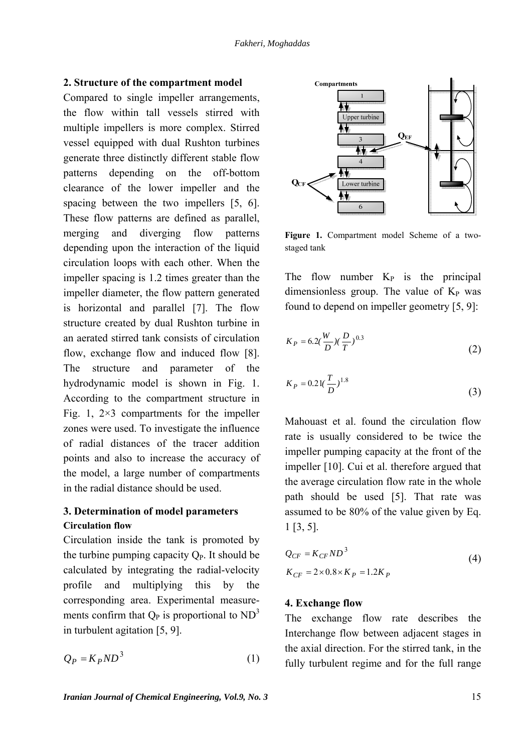## 2. Structure of the compartment model

Compared to single impeller arrangements, the flow within tall vessels stirred with multiple impellers is more complex. Stirred vessel equipped with dual Rushton turbines generate three distinctly different stable flow patterns depending on the off-bottom clearance of the lower impeller and the spacing between the two impellers [5, 6]. These flow patterns are defined as parallel, merging and diverging flow patterns depending upon the interaction of the liquid circulation loops with each other. When the impeller spacing is 1.2 times greater than the impeller diameter, the flow pattern generated is horizontal and parallel [7]. The flow structure created by dual Rushton turbine in an aerated stirred tank consists of circulation flow, exchange flow and induced flow [8]. The structure and parameter of the hydrodynamic model is shown in Fig. 1. According to the compartment structure in Fig. 1, 2×3 compartments for the impeller zones were used. To investigate the influence of radial distances of the tracer addition points and also to increase the accuracy of the model, a large number of compartments in the radial distance should be used.

## 3. Determination of model parameters

### Circulation flow

Circulation inside the tank is promoted by the turbine pumping capacity $Q_P$. It should be calculated by integrating the radial-velocity profile and multiplying this by the corresponding area. Experimental measurements confirm that $Q_P$ is proportional to $ND^3$ in turbulent agitation [5, 9].

$$Q_P = K_P N D^3 \tag{1}$$

**Figure 1.** Compartment model Scheme of a two-staged tank

The flow number $K_P$ is the principal dimensionless group. The value of $K_P$ was found to depend on impeller geometry [5, 9]:

$$K_P = 6.2\left(\frac{W}{D}\right)\left(\frac{D}{T}\right)^{0.3} \tag{2}$$

$$K_P = 0.21\left(\frac{T}{D}\right)^{1.8} \tag{3}$$

Mahouast et al. found the circulation flow rate is usually considered to be twice the impeller pumping capacity at the front of the impeller [10]. Cui et al. therefore argued that the average circulation flow rate in the whole path should be used [5]. That rate was assumed to be 80% of the value given by Eq. 1 [3, 5].

$$\begin{aligned} Q_{CF} &= K_{CF} N D^3 \\ K_{CF} &= 2 \times 0.8 \times K_P = 1.2 K_P \end{aligned} \tag{4}$$

## 4. Exchange flow

The exchange flow rate describes the Interchange flow between adjacent stages in the axial direction. For the stirred tank, in the fully turbulent regime and for the full range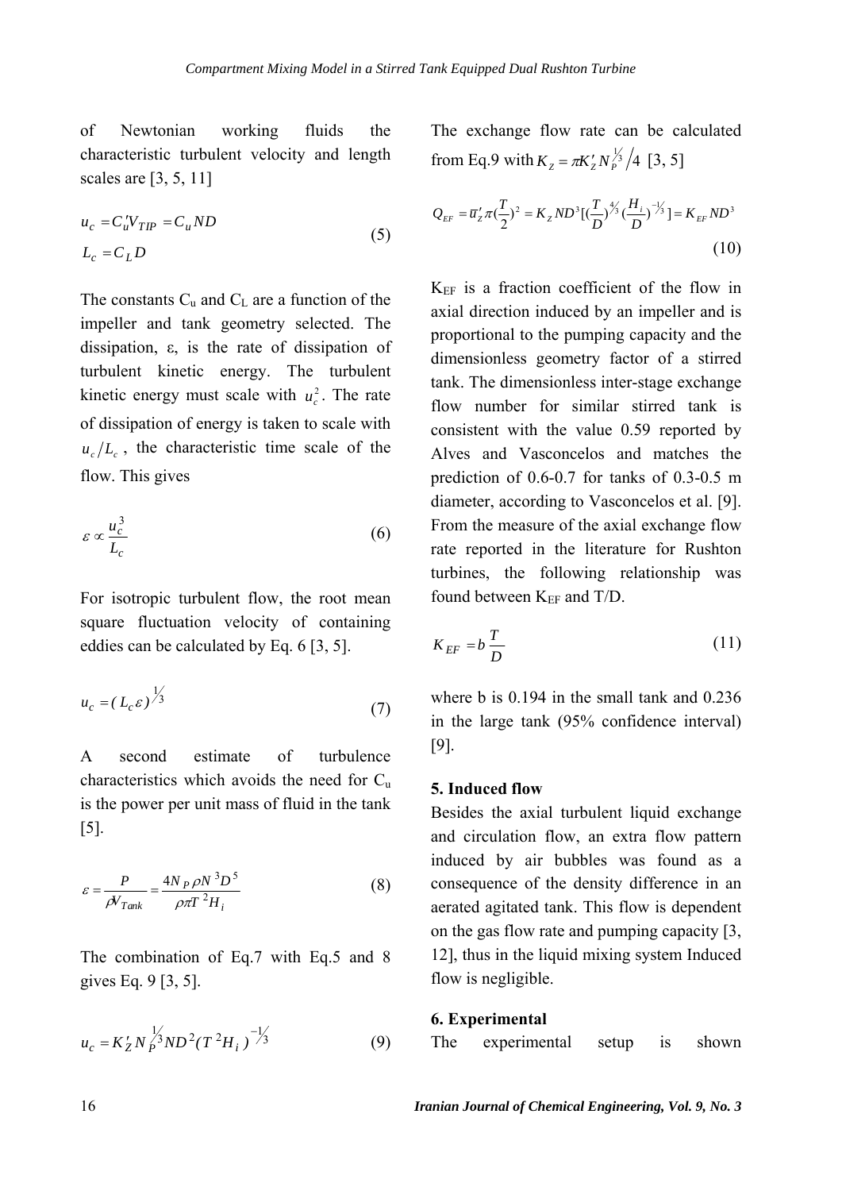of Newtonian working fluids the characteristic turbulent velocity and length scales are [3, 5, 11]

$$u_c = C'_u V_{TIP} = C_u ND$$
$$L_c = C_L D \tag{5}$$

The constants $C_u$ and $C_L$ are a function of the impeller and tank geometry selected. The dissipation, ε, is the rate of dissipation of turbulent kinetic energy. The turbulent kinetic energy must scale with $u_c^2$. The rate of dissipation of energy is taken to scale with $u_c/L_c$, the characteristic time scale of the flow. This gives

$$\varepsilon \propto \frac{u_c^3}{L_c} \tag{6}$$

For isotropic turbulent flow, the root mean square fluctuation velocity of containing eddies can be calculated by Eq. 6 [3, 5].

$$u_c = (L_c \varepsilon)^{1/3} \tag{7}$$

A second estimate of turbulence characteristics which avoids the need for $C_u$ is the power per unit mass of fluid in the tank [5].

$$\varepsilon = \frac{P}{\rho V_{Tank}} = \frac{4 N_P \rho N^3 D^5}{\rho \pi T^2 H_i} \tag{8}$$

The combination of Eq.7 with Eq.5 and 8 gives Eq. 9 [3, 5].

$$u_c = K'_Z N_P^{1/3} N D^2 (T^2 H_i)^{-1/3} \tag{9}$$

The exchange flow rate can be calculated from Eq.9 with $K_Z = \pi K'_Z N_P^{1/3}/4$ [3, 5]

$$Q_{EF} = \overline{u}'_Z \pi (\frac{T}{2})^2 = K_Z N D^3 [(\frac{T}{D})^{4/3} (\frac{H_i}{D})^{-1/3}] = K_{EF} N D^3 \tag{10}$$

$K_{EF}$ is a fraction coefficient of the flow in axial direction induced by an impeller and is proportional to the pumping capacity and the dimensionless geometry factor of a stirred tank. The dimensionless inter-stage exchange flow number for similar stirred tank is consistent with the value 0.59 reported by Alves and Vasconcelos and matches the prediction of 0.6-0.7 for tanks of 0.3-0.5 m diameter, according to Vasconcelos et al. [9]. From the measure of the axial exchange flow rate reported in the literature for Rushton turbines, the following relationship was found between $K_{EF}$ and T/D.

$$K_{EF} = b \frac{T}{D} \tag{11}$$

where b is 0.194 in the small tank and 0.236 in the large tank (95% confidence interval) [9].

## 5. Induced flow

Besides the axial turbulent liquid exchange and circulation flow, an extra flow pattern induced by air bubbles was found as a consequence of the density difference in an aerated agitated tank. This flow is dependent on the gas flow rate and pumping capacity [3, 12], thus in the liquid mixing system Induced flow is negligible.

## 6. Experimental

The experimental setup is shown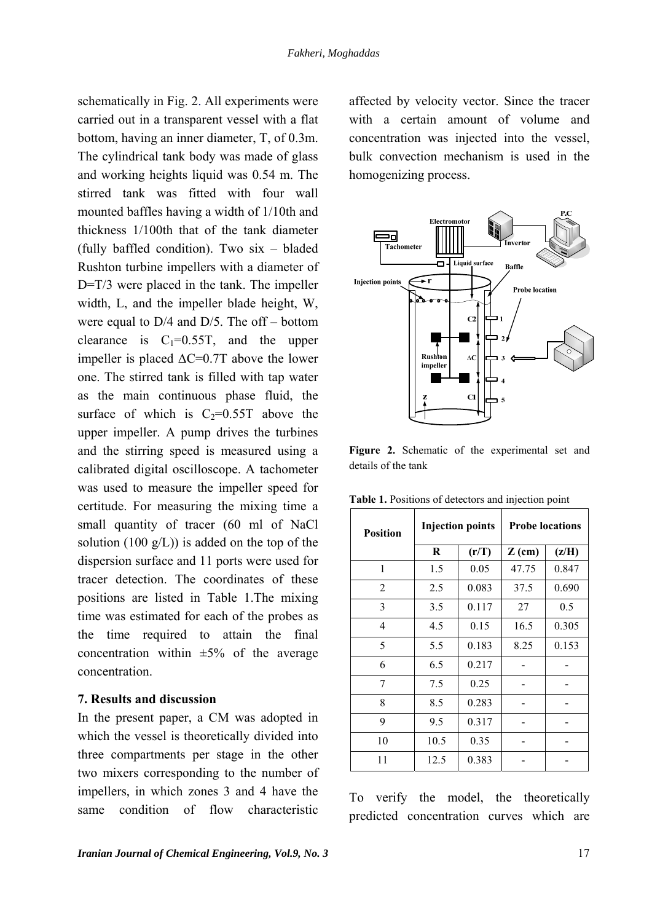schematically in Fig. 2. All experiments were carried out in a transparent vessel with a flat bottom, having an inner diameter, T, of 0.3m. The cylindrical tank body was made of glass and working heights liquid was 0.54 m. The stirred tank was fitted with four wall mounted baffles having a width of 1/10th and thickness 1/100th that of the tank diameter (fully baffled condition). Two six – bladed Rushton turbine impellers with a diameter of D=T/3 were placed in the tank. The impeller width, L, and the impeller blade height, W, were equal to D/4 and D/5. The off – bottom clearance is $C_1$=0.55T, and the upper impeller is placed $\Delta C$=0.7T above the lower one. The stirred tank is filled with tap water as the main continuous phase fluid, the surface of which is $C_2$=0.55T above the upper impeller. A pump drives the turbines and the stirring speed is measured using a calibrated digital oscilloscope. A tachometer was used to measure the impeller speed for certitude. For measuring the mixing time a small quantity of tracer (60 ml of NaCl solution (100 g/L)) is added on the top of the dispersion surface and 11 ports were used for tracer detection. The coordinates of these positions are listed in Table 1.The mixing time was estimated for each of the probes as the time required to attain the final concentration within ±5% of the average concentration.

## 7. Results and discussion

In the present paper, a CM was adopted in which the vessel is theoretically divided into three compartments per stage in the other two mixers corresponding to the number of impellers, in which zones 3 and 4 have the same condition of flow characteristic affected by velocity vector. Since the tracer with a certain amount of volume and concentration was injected into the vessel, bulk convection mechanism is used in the homogenizing process.

**Figure 2.** Schematic of the experimental set and details of the tank

**Table 1.** Positions of detectors and injection point

| Position | Injection points | | Probe locations | |
|---|---|---|---|---|
| | R | (r/T) | Z (cm) | (z/H) |
| 1 | 1.5 | 0.05 | 47.75 | 0.847 |
| 2 | 2.5 | 0.083 | 37.5 | 0.690 |
| 3 | 3.5 | 0.117 | 27 | 0.5 |
| 4 | 4.5 | 0.15 | 16.5 | 0.305 |
| 5 | 5.5 | 0.183 | 8.25 | 0.153 |
| 6 | 6.5 | 0.217 | - | - |
| 7 | 7.5 | 0.25 | - | - |
| 8 | 8.5 | 0.283 | - | - |
| 9 | 9.5 | 0.317 | - | - |
| 10 | 10.5 | 0.35 | - | - |
| 11 | 12.5 | 0.383 | - | - |

To verify the model, the theoretically predicted concentration curves which are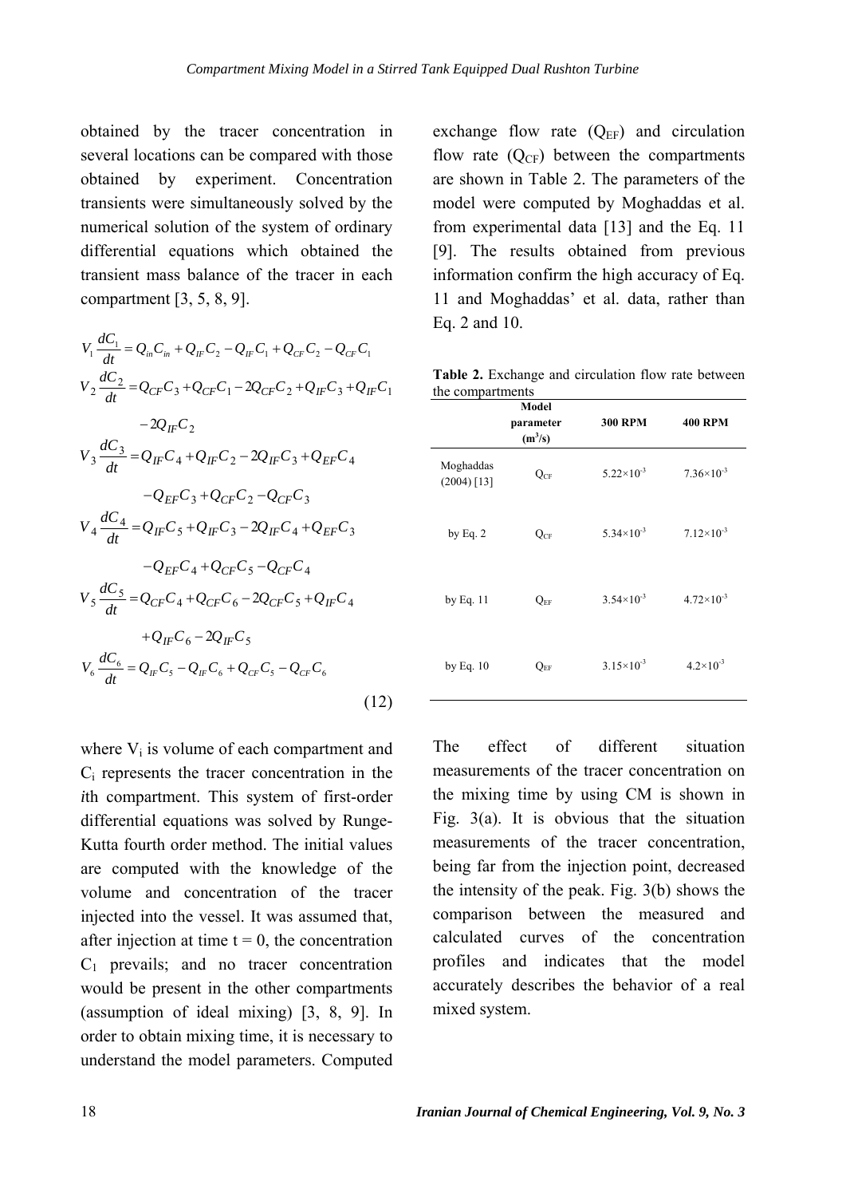obtained by the tracer concentration in several locations can be compared with those obtained by experiment. Concentration transients were simultaneously solved by the numerical solution of the system of ordinary differential equations which obtained the transient mass balance of the tracer in each compartment [3, 5, 8, 9].

$$
\begin{aligned}
V_1 \frac{dC_1}{dt} &= Q_{in}C_{in} + Q_{IF}C_2 - Q_{IF}C_1 + Q_{CF}C_2 - Q_{CF}C_1 \\
V_2 \frac{dC_2}{dt} &= Q_{CF}C_3 + Q_{CF}C_1 - 2Q_{CF}C_2 + Q_{IF}C_3 + Q_{IF}C_1 \\
&\quad - 2Q_{IF}C_2 \\
V_3 \frac{dC_3}{dt} &= Q_{IF}C_4 + Q_{IF}C_2 - 2Q_{IF}C_3 + Q_{EF}C_4 \\
&\quad - Q_{EF}C_3 + Q_{CF}C_2 - Q_{CF}C_3 \\
V_4 \frac{dC_4}{dt} &= Q_{IF}C_5 + Q_{IF}C_3 - 2Q_{IF}C_4 + Q_{EF}C_3 \\
&\quad - Q_{EF}C_4 + Q_{CF}C_5 - Q_{CF}C_4 \\
V_5 \frac{dC_5}{dt} &= Q_{CF}C_4 + Q_{CF}C_6 - 2Q_{CF}C_5 + Q_{IF}C_4 \\
&\quad + Q_{IF}C_6 - 2Q_{IF}C_5 \\
V_6 \frac{dC_6}{dt} &= Q_{IF}C_5 - Q_{IF}C_6 + Q_{CF}C_5 - Q_{CF}C_6
\end{aligned}
\tag{12}
$$

where $V_i$ is volume of each compartment and $C_i$ represents the tracer concentration in the *i*th compartment. This system of first-order differential equations was solved by Runge-Kutta fourth order method. The initial values are computed with the knowledge of the volume and concentration of the tracer injected into the vessel. It was assumed that, after injection at time t = 0, the concentration $C_1$ prevails; and no tracer concentration would be present in the other compartments (assumption of ideal mixing) [3, 8, 9]. In order to obtain mixing time, it is necessary to understand the model parameters. Computed exchange flow rate ($Q_{EF}$) and circulation flow rate ($Q_{CF}$) between the compartments are shown in Table 2. The parameters of the model were computed by Moghaddas et al. from experimental data [13] and the Eq. 11 [9]. The results obtained from previous information confirm the high accuracy of Eq. 11 and Moghaddas' et al. data, rather than Eq. 2 and 10.

**Table 2.** Exchange and circulation flow rate between the compartments

| | Model parameter ($m^3/s$) | 300 RPM | 400 RPM |
|---|---|---|---|
| Moghaddas (2004) [13] | $Q_{CF}$ | $5.22\times10^{-3}$ | $7.36\times10^{-3}$ |
| by Eq. 2 | $Q_{CF}$ | $5.34\times10^{-3}$ | $7.12\times10^{-3}$ |
| by Eq. 11 | $Q_{EF}$ | $3.54\times10^{-3}$ | $4.72\times10^{-3}$ |
| by Eq. 10 | $Q_{EF}$ | $3.15\times10^{-3}$ | $4.2\times10^{-3}$ |

The effect of different situation measurements of the tracer concentration on the mixing time by using CM is shown in Fig. 3(a). It is obvious that the situation measurements of the tracer concentration, being far from the injection point, decreased the intensity of the peak. Fig. 3(b) shows the comparison between the measured and calculated curves of the concentration profiles and indicates that the model accurately describes the behavior of a real mixed system.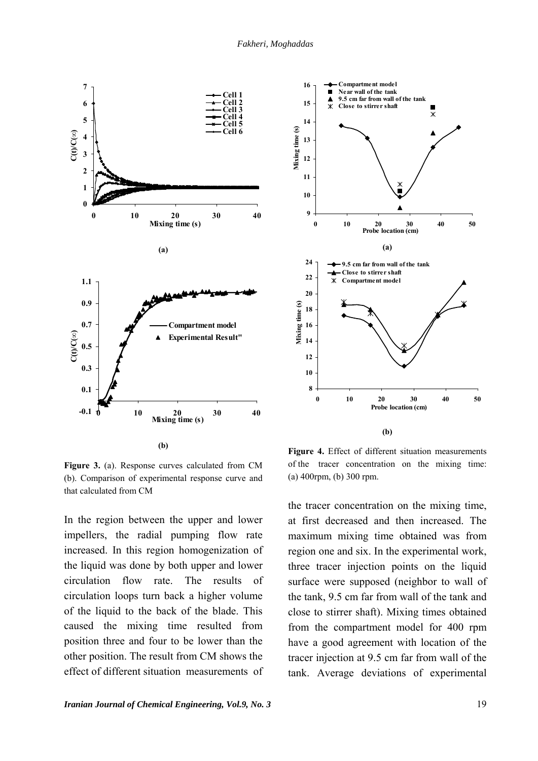**Figure 3.** (a). Response curves calculated from CM (b). Comparison of experimental response curve and that calculated from CM

**Figure 4.** Effect of different situation measurements of the tracer concentration on the mixing time: (a) 400rpm, (b) 300 rpm.

In the region between the upper and lower impellers, the radial pumping flow rate increased. In this region homogenization of the liquid was done by both upper and lower circulation flow rate. The results of circulation loops turn back a higher volume of the liquid to the back of the blade. This caused the mixing time resulted from position three and four to be lower than the other position. The result from CM shows the effect of different situation measurements of the tracer concentration on the mixing time, at first decreased and then increased. The maximum mixing time obtained was from region one and six. In the experimental work, three tracer injection points on the liquid surface were supposed (neighbor to wall of the tank, 9.5 cm far from wall of the tank and close to stirrer shaft). Mixing times obtained from the compartment model for 400 rpm have a good agreement with location of the tracer injection at 9.5 cm far from wall of the tank. Average deviations of experimental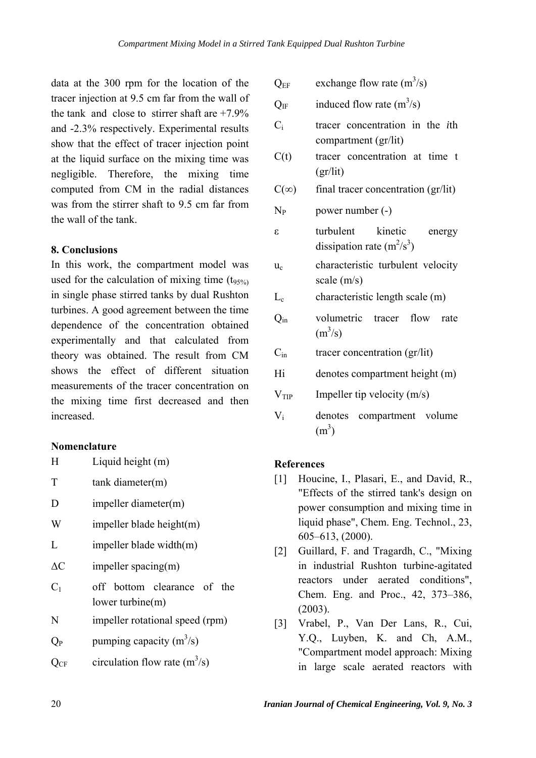data at the 300 rpm for the location of the tracer injection at 9.5 cm far from the wall of the tank and close to stirrer shaft are +7.9% and -2.3% respectively. Experimental results show that the effect of tracer injection point at the liquid surface on the mixing time was negligible. Therefore, the mixing time computed from CM in the radial distances was from the stirrer shaft to 9.5 cm far from the wall of the tank.

## 8. Conclusions

In this work, the compartment model was used for the calculation of mixing time ($t_{95\%}$) in single phase stirred tanks by dual Rushton turbines. A good agreement between the time dependence of the concentration obtained experimentally and that calculated from theory was obtained. The result from CM shows the effect of different situation measurements of the tracer concentration on the mixing time first decreased and then increased.

## Nomenclature

| | |
|---|---|
| $H$ | Liquid height (m) |
| $T$ | tank diameter(m) |
| $D$ | impeller diameter(m) |
| $W$ | impeller blade height(m) |
| $L$ | impeller blade width(m) |
| $\Delta C$ | impeller spacing(m) |
| $C_1$ | off bottom clearance of the lower turbine(m) |
| $N$ | impeller rotational speed (rpm) |
| $Q_P$ | pumping capacity ($m^3/s$) |
| $Q_{CF}$ | circulation flow rate ($m^3/s$) |
| $Q_{EF}$ | exchange flow rate ($m^3/s$) |
| $Q_{IF}$ | induced flow rate ($m^3/s$) |
| $C_i$ | tracer concentration in the *i*th compartment (gr/lit) |
| $C(t)$ | tracer concentration at time t (gr/lit) |
| $C(\infty)$ | final tracer concentration (gr/lit) |
| $N_P$ | power number (-) |
| $\varepsilon$ | turbulent kinetic energy dissipation rate ($m^2/s^3$) |
| $u_c$ | characteristic turbulent velocity scale (m/s) |
| $L_c$ | characteristic length scale (m) |
| $Q_{in}$ | volumetric tracer flow rate ($m^3/s$) |
| $C_{in}$ | tracer concentration (gr/lit) |
| $Hi$ | denotes compartment height (m) |
| $V_{TIP}$ | Impeller tip velocity (m/s) |
| $V_i$ | denotes compartment volume ($m^3$) |

## References

[1] Houcine, I., Plasari, E., and David, R., "Effects of the stirred tank's design on power consumption and mixing time in liquid phase", Chem. Eng. Technol., 23, 605–613, (2000).

[2] Guillard, F. and Tragardh, C., "Mixing in industrial Rushton turbine-agitated reactors under aerated conditions", Chem. Eng. and Proc., 42, 373–386, (2003).

[3] Vrabel, P., Van Der Lans, R., Cui, Y.Q., Luyben, K. and Ch, A.M., "Compartment model approach: Mixing in large scale aerated reactors with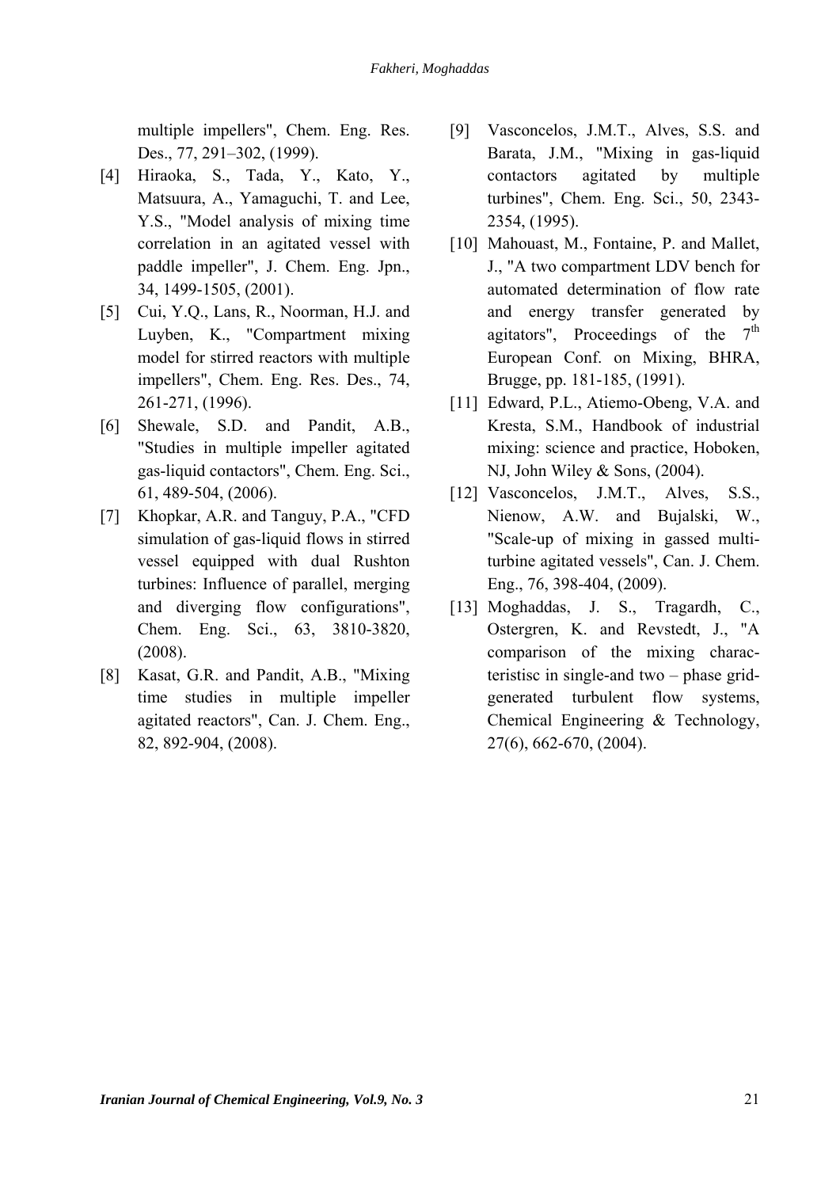multiple impellers", Chem. Eng. Res. Des., 77, 291–302, (1999).

[4] Hiraoka, S., Tada, Y., Kato, Y., Matsuura, A., Yamaguchi, T. and Lee, Y.S., "Model analysis of mixing time correlation in an agitated vessel with paddle impeller", J. Chem. Eng. Jpn., 34, 1499-1505, (2001).

[5] Cui, Y.Q., Lans, R., Noorman, H.J. and Luyben, K., "Compartment mixing model for stirred reactors with multiple impellers", Chem. Eng. Res. Des., 74, 261-271, (1996).

[6] Shewale, S.D. and Pandit, A.B., "Studies in multiple impeller agitated gas-liquid contactors", Chem. Eng. Sci., 61, 489-504, (2006).

[7] Khopkar, A.R. and Tanguy, P.A., "CFD simulation of gas-liquid flows in stirred vessel equipped with dual Rushton turbines: Influence of parallel, merging and diverging flow configurations", Chem. Eng. Sci., 63, 3810-3820, (2008).

[8] Kasat, G.R. and Pandit, A.B., "Mixing time studies in multiple impeller agitated reactors", Can. J. Chem. Eng., 82, 892-904, (2008).

[9] Vasconcelos, J.M.T., Alves, S.S. and Barata, J.M., "Mixing in gas-liquid contactors agitated by multiple turbines", Chem. Eng. Sci., 50, 2343-2354, (1995).

[10] Mahouast, M., Fontaine, P. and Mallet, J., "A two compartment LDV bench for automated determination of flow rate and energy transfer generated by agitators", Proceedings of the 7th European Conf. on Mixing, BHRA, Brugge, pp. 181-185, (1991).

[11] Edward, P.L., Atiemo-Obeng, V.A. and Kresta, S.M., Handbook of industrial mixing: science and practice, Hoboken, NJ, John Wiley & Sons, (2004).

[12] Vasconcelos, J.M.T., Alves, S.S., Nienow, A.W. and Bujalski, W., "Scale-up of mixing in gassed multi-turbine agitated vessels", Can. J. Chem. Eng., 76, 398-404, (2009).

[13] Moghaddas, J. S., Tragardh, C., Ostergren, K. and Revstedt, J., "A comparison of the mixing characteristisc in single-and two – phase grid-generated turbulent flow systems, Chemical Engineering & Technology, 27(6), 662-670, (2004).